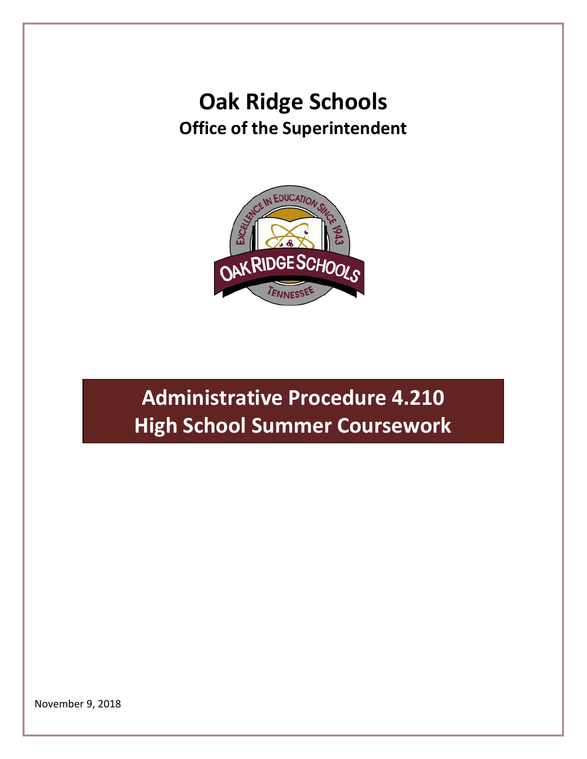# Oak Ridge Schools

## Office of the Superintendent

# Administrative Procedure 4.210
# High School Summer Coursework

November 9, 2018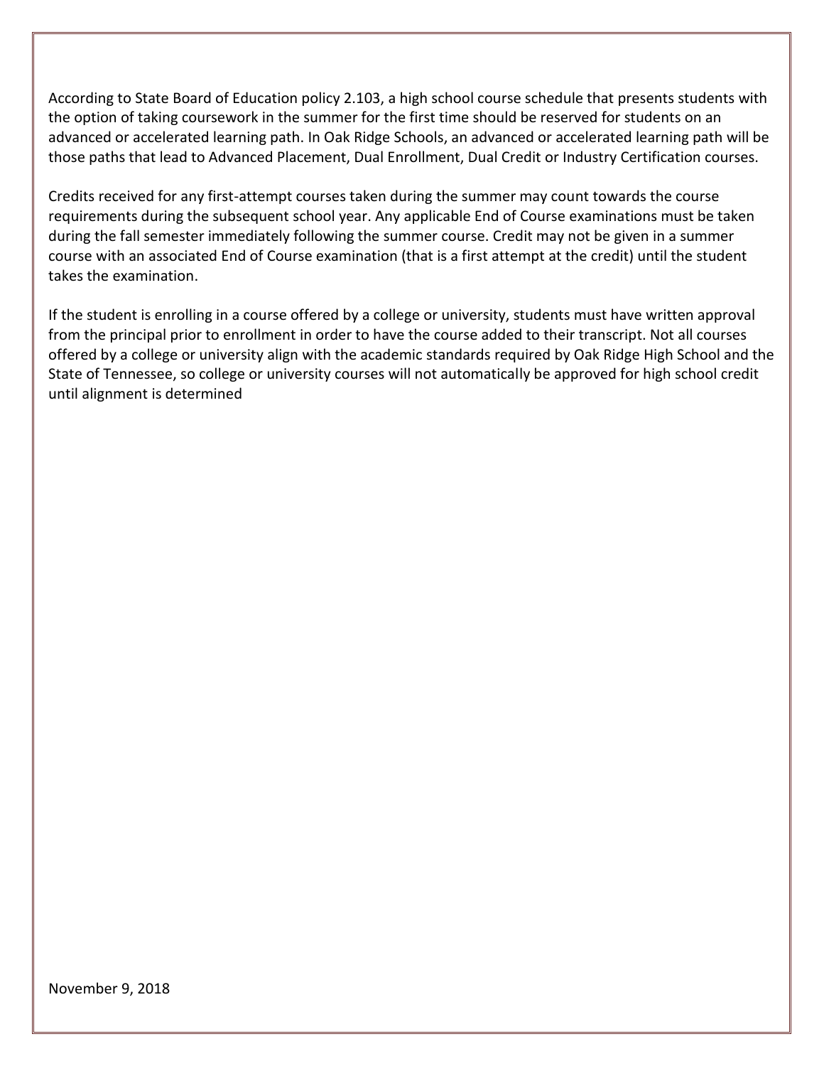According to State Board of Education policy 2.103, a high school course schedule that presents students with the option of taking coursework in the summer for the first time should be reserved for students on an advanced or accelerated learning path. In Oak Ridge Schools, an advanced or accelerated learning path will be those paths that lead to Advanced Placement, Dual Enrollment, Dual Credit or Industry Certification courses.

Credits received for any first-attempt courses taken during the summer may count towards the course requirements during the subsequent school year. Any applicable End of Course examinations must be taken during the fall semester immediately following the summer course. Credit may not be given in a summer course with an associated End of Course examination (that is a first attempt at the credit) until the student takes the examination.

If the student is enrolling in a course offered by a college or university, students must have written approval from the principal prior to enrollment in order to have the course added to their transcript. Not all courses offered by a college or university align with the academic standards required by Oak Ridge High School and the State of Tennessee, so college or university courses will not automatically be approved for high school credit until alignment is determined

November 9, 2018